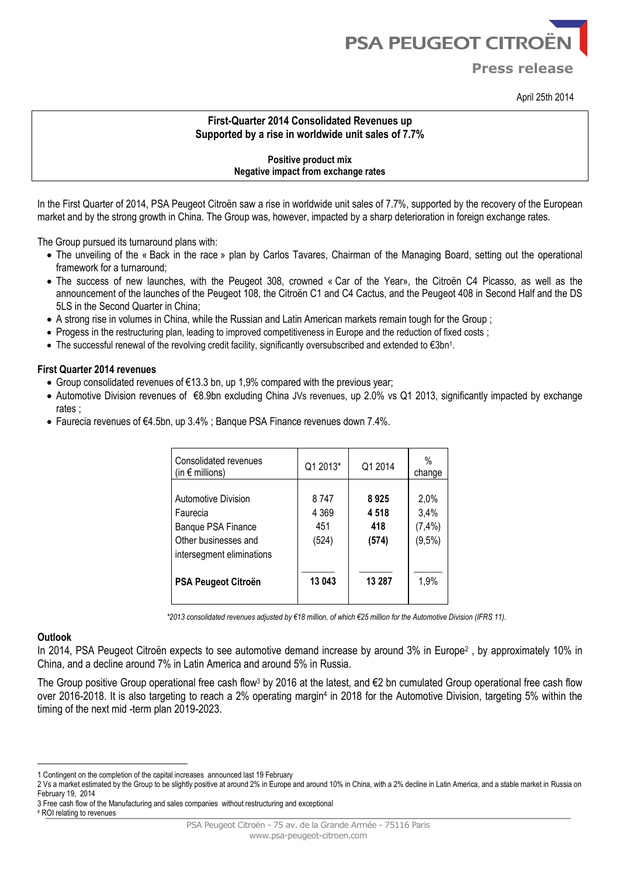PSA PEUGEOT CITROËN

Press release

April 25th 2014

**First-Quarter 2014 Consolidated Revenues up**
**Supported by a rise in worldwide unit sales of 7.7%**

**Positive product mix**
**Negative impact from exchange rates**

In the First Quarter of 2014, PSA Peugeot Citroën saw a rise in worldwide unit sales of 7.7%, supported by the recovery of the European market and by the strong growth in China. The Group was, however, impacted by a sharp deterioration in foreign exchange rates.

The Group pursued its turnaround plans with:

- The unveiling of the « Back in the race » plan by Carlos Tavares, Chairman of the Managing Board, setting out the operational framework for a turnaround;
- The success of new launches, with the Peugeot 308, crowned « Car of the Year», the Citroën C4 Picasso, as well as the announcement of the launches of the Peugeot 108, the Citroën C1 and C4 Cactus, and the Peugeot 408 in Second Half and the DS 5LS in the Second Quarter in China;
- A strong rise in volumes in China, while the Russian and Latin American markets remain tough for the Group ;
- Progess in the restructuring plan, leading to improved competitiveness in Europe and the reduction of fixed costs ;
- The successful renewal of the revolving credit facility, significantly oversubscribed and extended to €3bn[1].

### First Quarter 2014 revenues

- Group consolidated revenues of €13.3 bn, up 1,9% compared with the previous year;
- Automotive Division revenues of €8.9bn excluding China JVs revenues, up 2.0% vs Q1 2013, significantly impacted by exchange rates ;
- Faurecia revenues of €4.5bn, up 3.4% ; Banque PSA Finance revenues down 7.4%.

| Consolidated revenues (in € millions) | Q1 2013* | Q1 2014 | % change |
|---|---|---|---|
| Automotive Division | 8 747 | **8 925** | 2,0% |
| Faurecia | 4 369 | **4 518** | 3,4% |
| Banque PSA Finance | 451 | **418** | (7,4%) |
| Other businesses and intersegment eliminations | (524) | **(574)** | (9,5%) |
| **PSA Peugeot Citroën** | **13 043** | **13 287** | 1,9% |

*\*2013 consolidated revenues adjusted by €18 million, of which €25 million for the Automotive Division (IFRS 11).*

### Outlook

In 2014, PSA Peugeot Citroën expects to see automotive demand increase by around 3% in Europe[2] , by approximately 10% in China, and a decline around 7% in Latin America and around 5% in Russia.

The Group positive Group operational free cash flow[3] by 2016 at the latest, and €2 bn cumulated Group operational free cash flow over 2016-2018. It is also targeting to reach a 2% operating margin[4] in 2018 for the Automotive Division, targeting 5% within the timing of the next mid -term plan 2019-2023.

---

1 Contingent on the completion of the capital increases announced last 19 February

2 Vs a market estimated by the Group to be slightly positive at around 2% in Europe and around 10% in China, with a 2% decline in Latin America, and a stable market in Russia on February 19, 2014

3 Free cash flow of the Manufacturing and sales companies without restructuring and exceptional

4 ROI relating to revenues

PSA Peugeot Citroën - 75 av. de la Grande Armée - 75116 Paris
www.psa-peugeot-citroen.com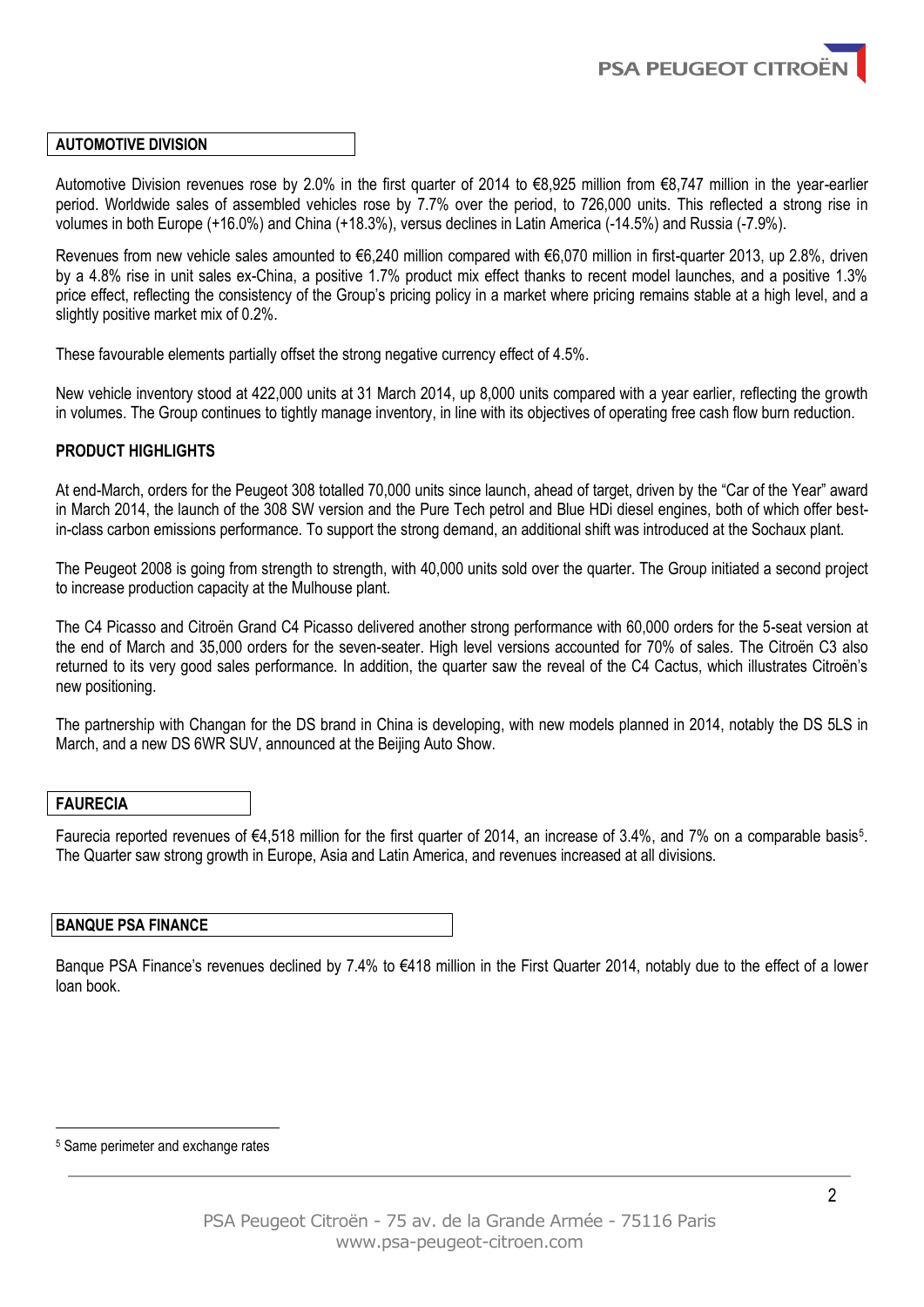## AUTOMOTIVE DIVISION

Automotive Division revenues rose by 2.0% in the first quarter of 2014 to €8,925 million from €8,747 million in the year-earlier period. Worldwide sales of assembled vehicles rose by 7.7% over the period, to 726,000 units. This reflected a strong rise in volumes in both Europe (+16.0%) and China (+18.3%), versus declines in Latin America (-14.5%) and Russia (-7.9%).

Revenues from new vehicle sales amounted to €6,240 million compared with €6,070 million in first-quarter 2013, up 2.8%, driven by a 4.8% rise in unit sales ex-China, a positive 1.7% product mix effect thanks to recent model launches, and a positive 1.3% price effect, reflecting the consistency of the Group's pricing policy in a market where pricing remains stable at a high level, and a slightly positive market mix of 0.2%.

These favourable elements partially offset the strong negative currency effect of 4.5%.

New vehicle inventory stood at 422,000 units at 31 March 2014, up 8,000 units compared with a year earlier, reflecting the growth in volumes. The Group continues to tightly manage inventory, in line with its objectives of operating free cash flow burn reduction.

### PRODUCT HIGHLIGHTS

At end-March, orders for the Peugeot 308 totalled 70,000 units since launch, ahead of target, driven by the "Car of the Year" award in March 2014, the launch of the 308 SW version and the Pure Tech petrol and Blue HDi diesel engines, both of which offer best-in-class carbon emissions performance. To support the strong demand, an additional shift was introduced at the Sochaux plant.

The Peugeot 2008 is going from strength to strength, with 40,000 units sold over the quarter. The Group initiated a second project to increase production capacity at the Mulhouse plant.

The C4 Picasso and Citroën Grand C4 Picasso delivered another strong performance with 60,000 orders for the 5-seat version at the end of March and 35,000 orders for the seven-seater. High level versions accounted for 70% of sales. The Citroën C3 also returned to its very good sales performance. In addition, the quarter saw the reveal of the C4 Cactus, which illustrates Citroën's new positioning.

The partnership with Changan for the DS brand in China is developing, with new models planned in 2014, notably the DS 5LS in March, and a new DS 6WR SUV, announced at the Beijing Auto Show.

## FAURECIA

Faurecia reported revenues of €4,518 million for the first quarter of 2014, an increase of 3.4%, and 7% on a comparable basis[5]. The Quarter saw strong growth in Europe, Asia and Latin America, and revenues increased at all divisions.

## BANQUE PSA FINANCE

Banque PSA Finance's revenues declined by 7.4% to €418 million in the First Quarter 2014, notably due to the effect of a lower loan book.

[5] Same perimeter and exchange rates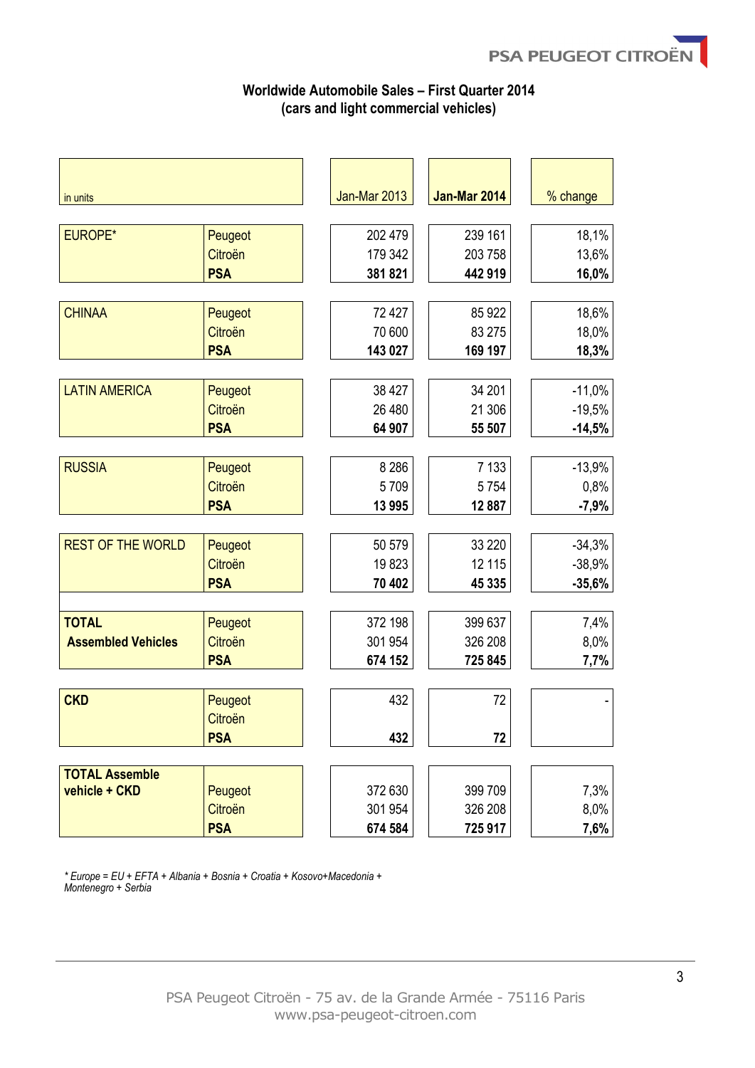**Worldwide Automobile Sales – First Quarter 2014**
**(cars and light commercial vehicles)**

| in units | | Jan-Mar 2013 | **Jan-Mar 2014** | % change |
|---|---|---|---|---|
| EUROPE* | Peugeot | 202 479 | 239 161 | 18,1% |
| | Citroën | 179 342 | 203 758 | 13,6% |
| | **PSA** | **381 821** | **442 919** | **16,0%** |
| CHINAA | Peugeot | 72 427 | 85 922 | 18,6% |
| | Citroën | 70 600 | 83 275 | 18,0% |
| | **PSA** | **143 027** | **169 197** | **18,3%** |
| LATIN AMERICA | Peugeot | 38 427 | 34 201 | -11,0% |
| | Citroën | 26 480 | 21 306 | -19,5% |
| | **PSA** | **64 907** | **55 507** | **-14,5%** |
| RUSSIA | Peugeot | 8 286 | 7 133 | -13,9% |
| | Citroën | 5 709 | 5 754 | 0,8% |
| | **PSA** | **13 995** | **12 887** | **-7,9%** |
| REST OF THE WORLD | Peugeot | 50 579 | 33 220 | -34,3% |
| | Citroën | 19 823 | 12 115 | -38,9% |
| | **PSA** | **70 402** | **45 335** | **-35,6%** |
| **TOTAL Assembled Vehicles** | Peugeot | 372 198 | 399 637 | 7,4% |
| | Citroën | 301 954 | 326 208 | 8,0% |
| | **PSA** | **674 152** | **725 845** | **7,7%** |
| **CKD** | Peugeot | 432 | 72 | - |
| | Citroën | | | |
| | **PSA** | **432** | **72** | |
| **TOTAL Assemble vehicle + CKD** | Peugeot | 372 630 | 399 709 | 7,3% |
| | Citroën | 301 954 | 326 208 | 8,0% |
| | **PSA** | **674 584** | **725 917** | **7,6%** |

*\* Europe = EU + EFTA + Albania + Bosnia + Croatia + Kosovo+Macedonia + Montenegro + Serbia*

PSA Peugeot Citroën - 75 av. de la Grande Armée - 75116 Paris
www.psa-peugeot-citroen.com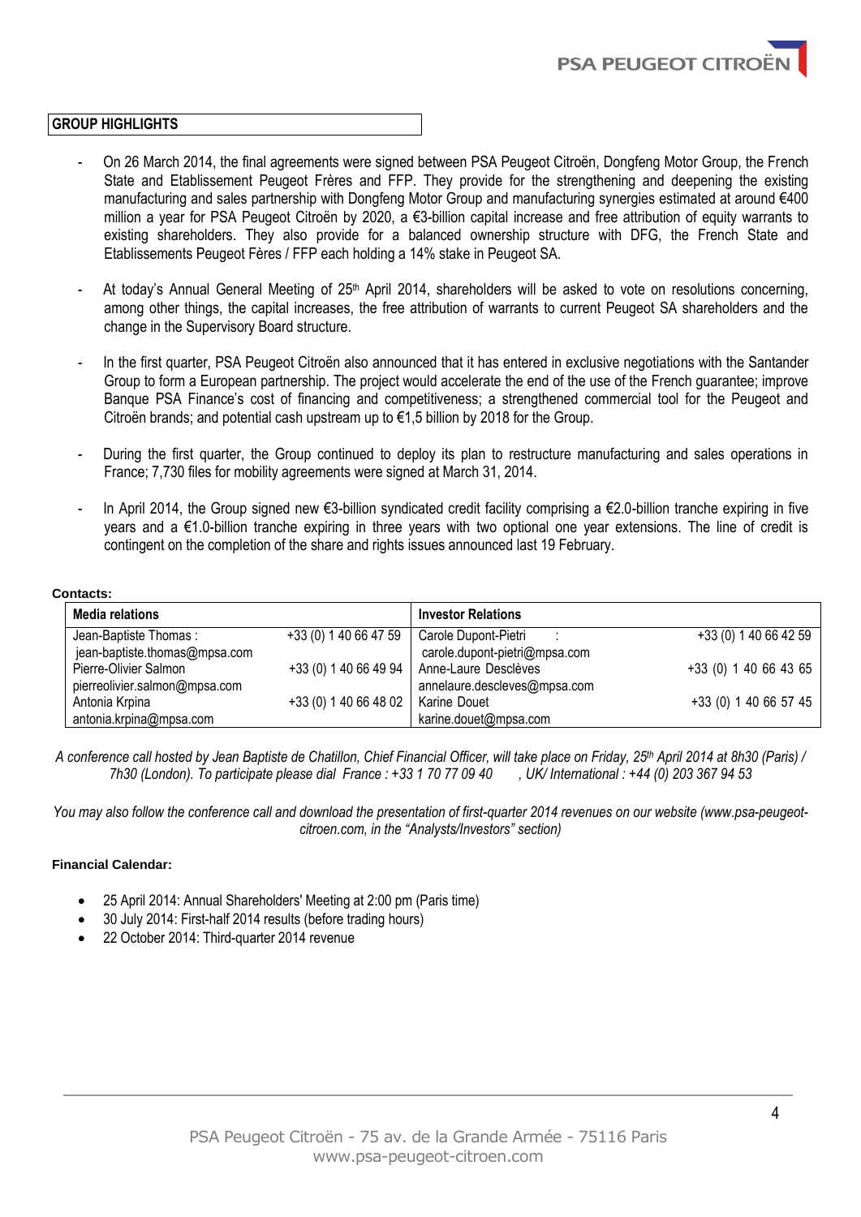## GROUP HIGHLIGHTS

- On 26 March 2014, the final agreements were signed between PSA Peugeot Citroën, Dongfeng Motor Group, the French State and Etablissement Peugeot Frères and FFP. They provide for the strengthening and deepening the existing manufacturing and sales partnership with Dongfeng Motor Group and manufacturing synergies estimated at around €400 million a year for PSA Peugeot Citroën by 2020, a €3-billion capital increase and free attribution of equity warrants to existing shareholders. They also provide for a balanced ownership structure with DFG, the French State and Etablissements Peugeot Fères / FFP each holding a 14% stake in Peugeot SA.
- At today's Annual General Meeting of 25th April 2014, shareholders will be asked to vote on resolutions concerning, among other things, the capital increases, the free attribution of warrants to current Peugeot SA shareholders and the change in the Supervisory Board structure.
- In the first quarter, PSA Peugeot Citroën also announced that it has entered in exclusive negotiations with the Santander Group to form a European partnership. The project would accelerate the end of the use of the French guarantee; improve Banque PSA Finance's cost of financing and competitiveness; a strengthened commercial tool for the Peugeot and Citroën brands; and potential cash upstream up to €1,5 billion by 2018 for the Group.
- During the first quarter, the Group continued to deploy its plan to restructure manufacturing and sales operations in France; 7,730 files for mobility agreements were signed at March 31, 2014.
- In April 2014, the Group signed new €3-billion syndicated credit facility comprising a €2.0-billion tranche expiring in five years and a €1.0-billion tranche expiring in three years with two optional one year extensions. The line of credit is contingent on the completion of the share and rights issues announced last 19 February.

**Contacts:**

| Media relations | | Investor Relations | |
|---|---|---|---|
| Jean-Baptiste Thomas :<br>jean-baptiste.thomas@mpsa.com | +33 (0) 1 40 66 47 59 | Carole Dupont-Pietri :<br>carole.dupont-pietri@mpsa.com | +33 (0) 1 40 66 42 59 |
| Pierre-Olivier Salmon<br>pierreolivier.salmon@mpsa.com | +33 (0) 1 40 66 49 94 | Anne-Laure Desclèves<br>annelaure.descleves@mpsa.com | +33 (0) 1 40 66 43 65 |
| Antonia Krpina<br>antonia.krpina@mpsa.com | +33 (0) 1 40 66 48 02 | Karine Douet<br>karine.douet@mpsa.com | +33 (0) 1 40 66 57 45 |

*A conference call hosted by Jean Baptiste de Chatillon, Chief Financial Officer, will take place on Friday, 25th April 2014 at 8h30 (Paris) / 7h30 (London). To participate please dial France : +33 1 70 77 09 40 , UK/ International : +44 (0) 203 367 94 53*

*You may also follow the conference call and download the presentation of first-quarter 2014 revenues on our website (www.psa-peugeot-citroen.com, in the "Analysts/Investors" section)*

**Financial Calendar:**

- 25 April 2014: Annual Shareholders' Meeting at 2:00 pm (Paris time)
- 30 July 2014: First-half 2014 results (before trading hours)
- 22 October 2014: Third-quarter 2014 revenue

PSA Peugeot Citroën - 75 av. de la Grande Armée - 75116 Paris
www.psa-peugeot-citroen.com